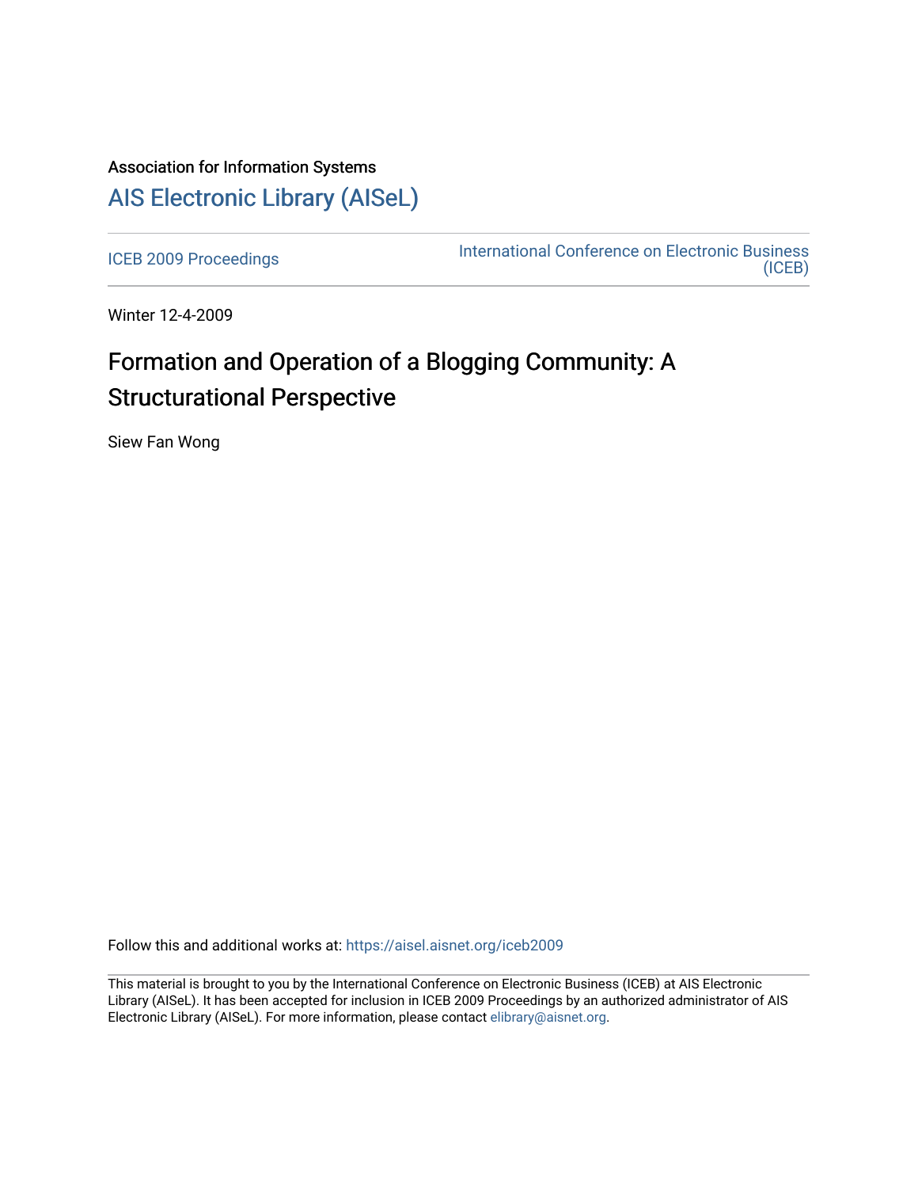Association for Information Systems

# AIS Electronic Library (AISeL)

ICEB 2009 Proceedings

International Conference on Electronic Business (ICEB)

Winter 12-4-2009

# Formation and Operation of a Blogging Community: A Structurational Perspective

Siew Fan Wong

Follow this and additional works at: https://aisel.aisnet.org/iceb2009

This material is brought to you by the International Conference on Electronic Business (ICEB) at AIS Electronic Library (AISeL). It has been accepted for inclusion in ICEB 2009 Proceedings by an authorized administrator of AIS Electronic Library (AISeL). For more information, please contact elibrary@aisnet.org.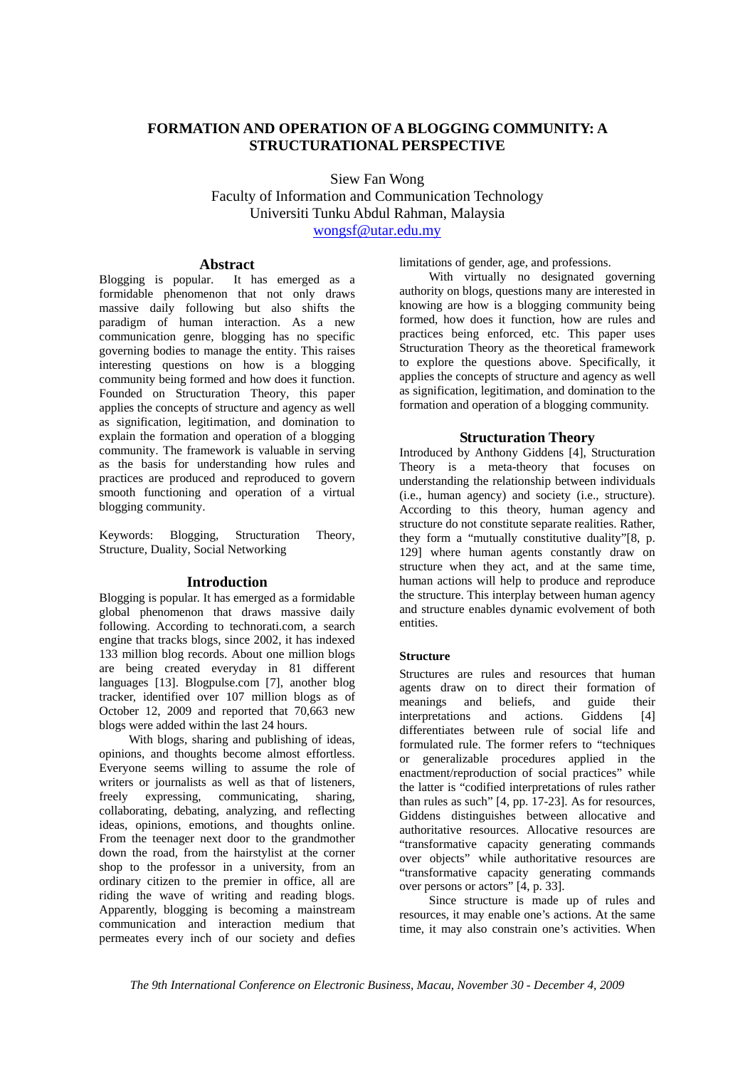# FORMATION AND OPERATION OF A BLOGGING COMMUNITY: A STRUCTURATIONAL PERSPECTIVE

Siew Fan Wong
Faculty of Information and Communication Technology
Universiti Tunku Abdul Rahman, Malaysia
wongsf@utar.edu.my

## Abstract

Blogging is popular. It has emerged as a formidable phenomenon that not only draws massive daily following but also shifts the paradigm of human interaction. As a new communication genre, blogging has no specific governing bodies to manage the entity. This raises interesting questions on how is a blogging community being formed and how does it function. Founded on Structuration Theory, this paper applies the concepts of structure and agency as well as signification, legitimation, and domination to explain the formation and operation of a blogging community. The framework is valuable in serving as the basis for understanding how rules and practices are produced and reproduced to govern smooth functioning and operation of a virtual blogging community.

Keywords: Blogging, Structuration Theory, Structure, Duality, Social Networking

## Introduction

Blogging is popular. It has emerged as a formidable global phenomenon that draws massive daily following. According to technorati.com, a search engine that tracks blogs, since 2002, it has indexed 133 million blog records. About one million blogs are being created everyday in 81 different languages [13]. Blogpulse.com [7], another blog tracker, identified over 107 million blogs as of October 12, 2009 and reported that 70,663 new blogs were added within the last 24 hours.

With blogs, sharing and publishing of ideas, opinions, and thoughts become almost effortless. Everyone seems willing to assume the role of writers or journalists as well as that of listeners, freely expressing, communicating, sharing, collaborating, debating, analyzing, and reflecting ideas, opinions, emotions, and thoughts online. From the teenager next door to the grandmother down the road, from the hairstylist at the corner shop to the professor in a university, from an ordinary citizen to the premier in office, all are riding the wave of writing and reading blogs. Apparently, blogging is becoming a mainstream communication and interaction medium that permeates every inch of our society and defies limitations of gender, age, and professions.

With virtually no designated governing authority on blogs, questions many are interested in knowing are how is a blogging community being formed, how does it function, how are rules and practices being enforced, etc. This paper uses Structuration Theory as the theoretical framework to explore the questions above. Specifically, it applies the concepts of structure and agency as well as signification, legitimation, and domination to the formation and operation of a blogging community.

## Structuration Theory

Introduced by Anthony Giddens [4], Structuration Theory is a meta-theory that focuses on understanding the relationship between individuals (i.e., human agency) and society (i.e., structure). According to this theory, human agency and structure do not constitute separate realities. Rather, they form a "mutually constitutive duality"[8, p. 129] where human agents constantly draw on structure when they act, and at the same time, human actions will help to produce and reproduce the structure. This interplay between human agency and structure enables dynamic evolvement of both entities.

### Structure

Structures are rules and resources that human agents draw on to direct their formation of meanings and beliefs, and guide their interpretations and actions. Giddens [4] differentiates between rule of social life and formulated rule. The former refers to "techniques or generalizable procedures applied in the enactment/reproduction of social practices" while the latter is "codified interpretations of rules rather than rules as such" [4, pp. 17-23]. As for resources, Giddens distinguishes between allocative and authoritative resources. Allocative resources are "transformative capacity generating commands over objects" while authoritative resources are "transformative capacity generating commands over persons or actors" [4, p. 33].

Since structure is made up of rules and resources, it may enable one's actions. At the same time, it may also constrain one's activities. When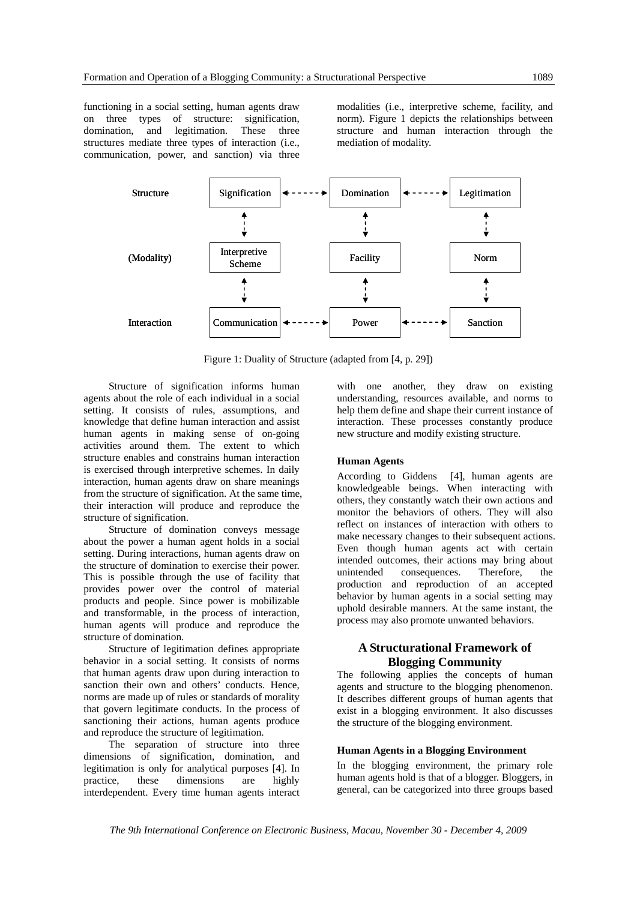functioning in a social setting, human agents draw on three types of structure: signification, domination, and legitimation. These three structures mediate three types of interaction (i.e., communication, power, and sanction) via three modalities (i.e., interpretive scheme, facility, and norm). Figure 1 depicts the relationships between structure and human interaction through the mediation of modality.

| Structure | Signification | Domination | Legitimation |
|---|---|---|---|
| (Modality) | Interpretive Scheme | Facility | Norm |
| Interaction | Communication | Power | Sanction |

Figure 1: Duality of Structure (adapted from [4, p. 29])

Structure of signification informs human agents about the role of each individual in a social setting. It consists of rules, assumptions, and knowledge that define human interaction and assist human agents in making sense of on-going activities around them. The extent to which structure enables and constrains human interaction is exercised through interpretive schemes. In daily interaction, human agents draw on share meanings from the structure of signification. At the same time, their interaction will produce and reproduce the structure of signification.

Structure of domination conveys message about the power a human agent holds in a social setting. During interactions, human agents draw on the structure of domination to exercise their power. This is possible through the use of facility that provides power over the control of material products and people. Since power is mobilizable and transformable, in the process of interaction, human agents will produce and reproduce the structure of domination.

Structure of legitimation defines appropriate behavior in a social setting. It consists of norms that human agents draw upon during interaction to sanction their own and others' conducts. Hence, norms are made up of rules or standards of morality that govern legitimate conducts. In the process of sanctioning their actions, human agents produce and reproduce the structure of legitimation.

The separation of structure into three dimensions of signification, domination, and legitimation is only for analytical purposes [4]. In practice, these dimensions are highly interdependent. Every time human agents interact with one another, they draw on existing understanding, resources available, and norms to help them define and shape their current instance of interaction. These processes constantly produce new structure and modify existing structure.

#### Human Agents

According to Giddens [4], human agents are knowledgeable beings. When interacting with others, they constantly watch their own actions and monitor the behaviors of others. They will also reflect on instances of interaction with others to make necessary changes to their subsequent actions. Even though human agents act with certain intended outcomes, their actions may bring about unintended consequences. Therefore, the production and reproduction of an accepted behavior by human agents in a social setting may uphold desirable manners. At the same instant, the process may also promote unwanted behaviors.

## A Structurational Framework of Blogging Community

The following applies the concepts of human agents and structure to the blogging phenomenon. It describes different groups of human agents that exist in a blogging environment. It also discusses the structure of the blogging environment.

#### Human Agents in a Blogging Environment

In the blogging environment, the primary role human agents hold is that of a blogger. Bloggers, in general, can be categorized into three groups based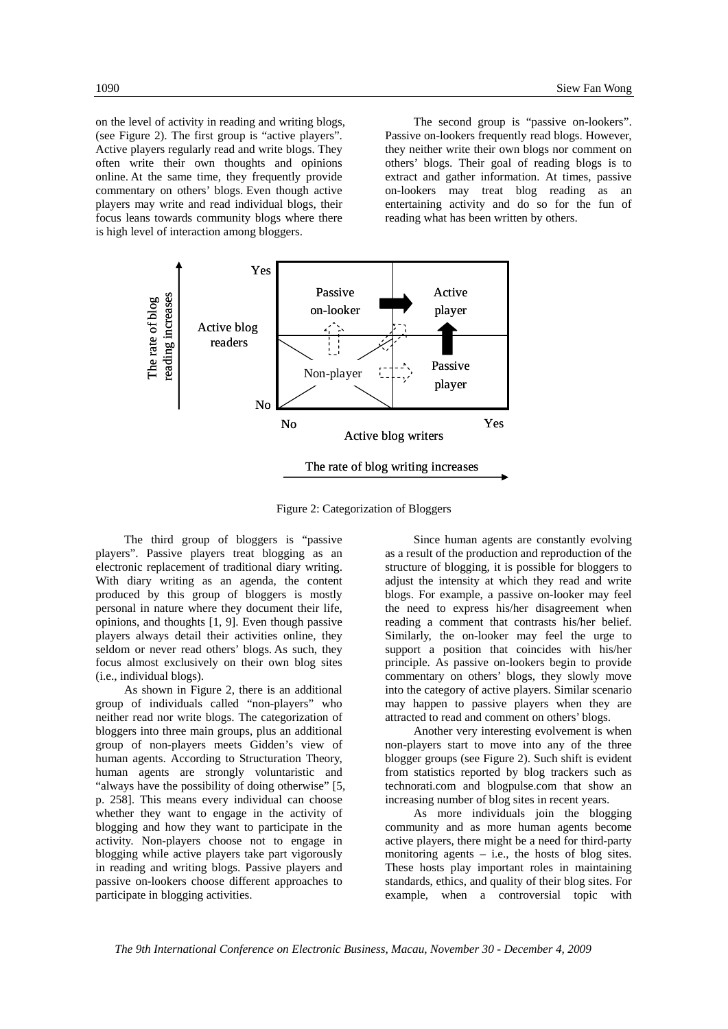on the level of activity in reading and writing blogs, (see Figure 2). The first group is "active players". Active players regularly read and write blogs. They often write their own thoughts and opinions online. At the same time, they frequently provide commentary on others' blogs. Even though active players may write and read individual blogs, their focus leans towards community blogs where there is high level of interaction among bloggers.

The second group is "passive on-lookers". Passive on-lookers frequently read blogs. However, they neither write their own blogs nor comment on others' blogs. Their goal of reading blogs is to extract and gather information. At times, passive on-lookers may treat blog reading as an entertaining activity and do so for the fun of reading what has been written by others.

Figure 2: Categorization of Bloggers

The third group of bloggers is "passive players". Passive players treat blogging as an electronic replacement of traditional diary writing. With diary writing as an agenda, the content produced by this group of bloggers is mostly personal in nature where they document their life, opinions, and thoughts [1, 9]. Even though passive players always detail their activities online, they seldom or never read others' blogs. As such, they focus almost exclusively on their own blog sites (i.e., individual blogs).

As shown in Figure 2, there is an additional group of individuals called "non-players" who neither read nor write blogs. The categorization of bloggers into three main groups, plus an additional group of non-players meets Gidden's view of human agents. According to Structuration Theory, human agents are strongly voluntaristic and "always have the possibility of doing otherwise" [5, p. 258]. This means every individual can choose whether they want to engage in the activity of blogging and how they want to participate in the activity. Non-players choose not to engage in blogging while active players take part vigorously in reading and writing blogs. Passive players and passive on-lookers choose different approaches to participate in blogging activities.

Since human agents are constantly evolving as a result of the production and reproduction of the structure of blogging, it is possible for bloggers to adjust the intensity at which they read and write blogs. For example, a passive on-looker may feel the need to express his/her disagreement when reading a comment that contrasts his/her belief. Similarly, the on-looker may feel the urge to support a position that coincides with his/her principle. As passive on-lookers begin to provide commentary on others' blogs, they slowly move into the category of active players. Similar scenario may happen to passive players when they are attracted to read and comment on others' blogs.

Another very interesting evolvement is when non-players start to move into any of the three blogger groups (see Figure 2). Such shift is evident from statistics reported by blog trackers such as technorati.com and blogpulse.com that show an increasing number of blog sites in recent years.

As more individuals join the blogging community and as more human agents become active players, there might be a need for third-party monitoring agents – i.e., the hosts of blog sites. These hosts play important roles in maintaining standards, ethics, and quality of their blog sites. For example, when a controversial topic with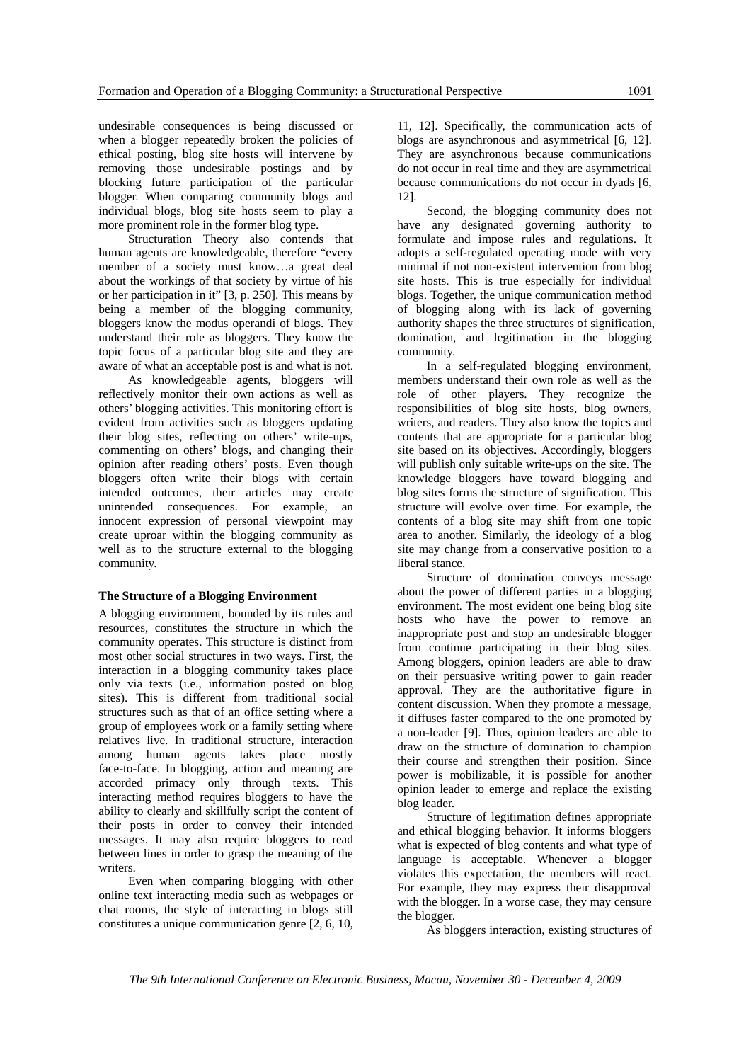undesirable consequences is being discussed or when a blogger repeatedly broken the policies of ethical posting, blog site hosts will intervene by removing those undesirable postings and by blocking future participation of the particular blogger. When comparing community blogs and individual blogs, blog site hosts seem to play a more prominent role in the former blog type.

Structuration Theory also contends that human agents are knowledgeable, therefore "every member of a society must know…a great deal about the workings of that society by virtue of his or her participation in it" [3, p. 250]. This means by being a member of the blogging community, bloggers know the modus operandi of blogs. They understand their role as bloggers. They know the topic focus of a particular blog site and they are aware of what an acceptable post is and what is not.

As knowledgeable agents, bloggers will reflectively monitor their own actions as well as others' blogging activities. This monitoring effort is evident from activities such as bloggers updating their blog sites, reflecting on others' write-ups, commenting on others' blogs, and changing their opinion after reading others' posts. Even though bloggers often write their blogs with certain intended outcomes, their articles may create unintended consequences. For example, an innocent expression of personal viewpoint may create uproar within the blogging community as well as to the structure external to the blogging community.

### The Structure of a Blogging Environment

A blogging environment, bounded by its rules and resources, constitutes the structure in which the community operates. This structure is distinct from most other social structures in two ways. First, the interaction in a blogging community takes place only via texts (i.e., information posted on blog sites). This is different from traditional social structures such as that of an office setting where a group of employees work or a family setting where relatives live. In traditional structure, interaction among human agents takes place mostly face-to-face. In blogging, action and meaning are accorded primacy only through texts. This interacting method requires bloggers to have the ability to clearly and skillfully script the content of their posts in order to convey their intended messages. It may also require bloggers to read between lines in order to grasp the meaning of the writers.

Even when comparing blogging with other online text interacting media such as webpages or chat rooms, the style of interacting in blogs still constitutes a unique communication genre [2, 6, 10, 11, 12]. Specifically, the communication acts of blogs are asynchronous and asymmetrical [6, 12]. They are asynchronous because communications do not occur in real time and they are asymmetrical because communications do not occur in dyads [6, 12].

Second, the blogging community does not have any designated governing authority to formulate and impose rules and regulations. It adopts a self-regulated operating mode with very minimal if not non-existent intervention from blog site hosts. This is true especially for individual blogs. Together, the unique communication method of blogging along with its lack of governing authority shapes the three structures of signification, domination, and legitimation in the blogging community.

In a self-regulated blogging environment, members understand their own role as well as the role of other players. They recognize the responsibilities of blog site hosts, blog owners, writers, and readers. They also know the topics and contents that are appropriate for a particular blog site based on its objectives. Accordingly, bloggers will publish only suitable write-ups on the site. The knowledge bloggers have toward blogging and blog sites forms the structure of signification. This structure will evolve over time. For example, the contents of a blog site may shift from one topic area to another. Similarly, the ideology of a blog site may change from a conservative position to a liberal stance.

Structure of domination conveys message about the power of different parties in a blogging environment. The most evident one being blog site hosts who have the power to remove an inappropriate post and stop an undesirable blogger from continue participating in their blog sites. Among bloggers, opinion leaders are able to draw on their persuasive writing power to gain reader approval. They are the authoritative figure in content discussion. When they promote a message, it diffuses faster compared to the one promoted by a non-leader [9]. Thus, opinion leaders are able to draw on the structure of domination to champion their course and strengthen their position. Since power is mobilizable, it is possible for another opinion leader to emerge and replace the existing blog leader.

Structure of legitimation defines appropriate and ethical blogging behavior. It informs bloggers what is expected of blog contents and what type of language is acceptable. Whenever a blogger violates this expectation, the members will react. For example, they may express their disapproval with the blogger. In a worse case, they may censure the blogger.

As bloggers interaction, existing structures of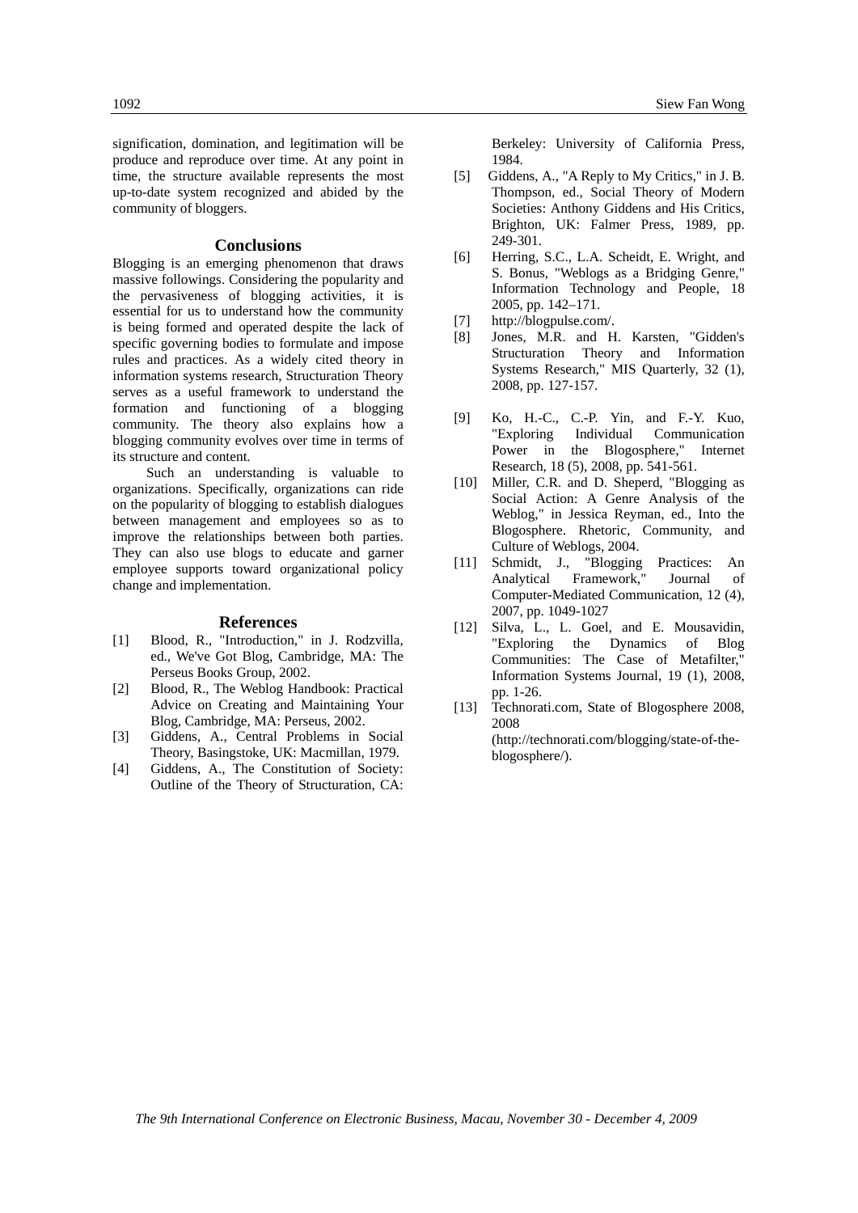signification, domination, and legitimation will be produce and reproduce over time. At any point in time, the structure available represents the most up-to-date system recognized and abided by the community of bloggers.

## Conclusions

Blogging is an emerging phenomenon that draws massive followings. Considering the popularity and the pervasiveness of blogging activities, it is essential for us to understand how the community is being formed and operated despite the lack of specific governing bodies to formulate and impose rules and practices. As a widely cited theory in information systems research, Structuration Theory serves as a useful framework to understand the formation and functioning of a blogging community. The theory also explains how a blogging community evolves over time in terms of its structure and content.

Such an understanding is valuable to organizations. Specifically, organizations can ride on the popularity of blogging to establish dialogues between management and employees so as to improve the relationships between both parties. They can also use blogs to educate and garner employee supports toward organizational policy change and implementation.

## References

[1] Blood, R., "Introduction," in J. Rodzvilla, ed., We've Got Blog, Cambridge, MA: The Perseus Books Group, 2002.

[2] Blood, R., The Weblog Handbook: Practical Advice on Creating and Maintaining Your Blog, Cambridge, MA: Perseus, 2002.

[3] Giddens, A., Central Problems in Social Theory, Basingstoke, UK: Macmillan, 1979.

[4] Giddens, A., The Constitution of Society: Outline of the Theory of Structuration, CA: Berkeley: University of California Press, 1984.

[5] Giddens, A., "A Reply to My Critics," in J. B. Thompson, ed., Social Theory of Modern Societies: Anthony Giddens and His Critics, Brighton, UK: Falmer Press, 1989, pp. 249-301.

[6] Herring, S.C., L.A. Scheidt, E. Wright, and S. Bonus, "Weblogs as a Bridging Genre," Information Technology and People, 18 2005, pp. 142–171.

[7] http://blogpulse.com/.

[8] Jones, M.R. and H. Karsten, "Gidden's Structuration Theory and Information Systems Research," MIS Quarterly, 32 (1), 2008, pp. 127-157.

[9] Ko, H.-C., C.-P. Yin, and F.-Y. Kuo, "Exploring Individual Communication Power in the Blogosphere," Internet Research, 18 (5), 2008, pp. 541-561.

[10] Miller, C.R. and D. Sheperd, "Blogging as Social Action: A Genre Analysis of the Weblog," in Jessica Reyman, ed., Into the Blogosphere. Rhetoric, Community, and Culture of Weblogs, 2004.

[11] Schmidt, J., "Blogging Practices: An Analytical Framework," Journal of Computer-Mediated Communication, 12 (4), 2007, pp. 1049-1027

[12] Silva, L., L. Goel, and E. Mousavidin, "Exploring the Dynamics of Blog Communities: The Case of Metafilter," Information Systems Journal, 19 (1), 2008, pp. 1-26.

[13] Technorati.com, State of Blogosphere 2008, 2008 (http://technorati.com/blogging/state-of-the-blogosphere/).